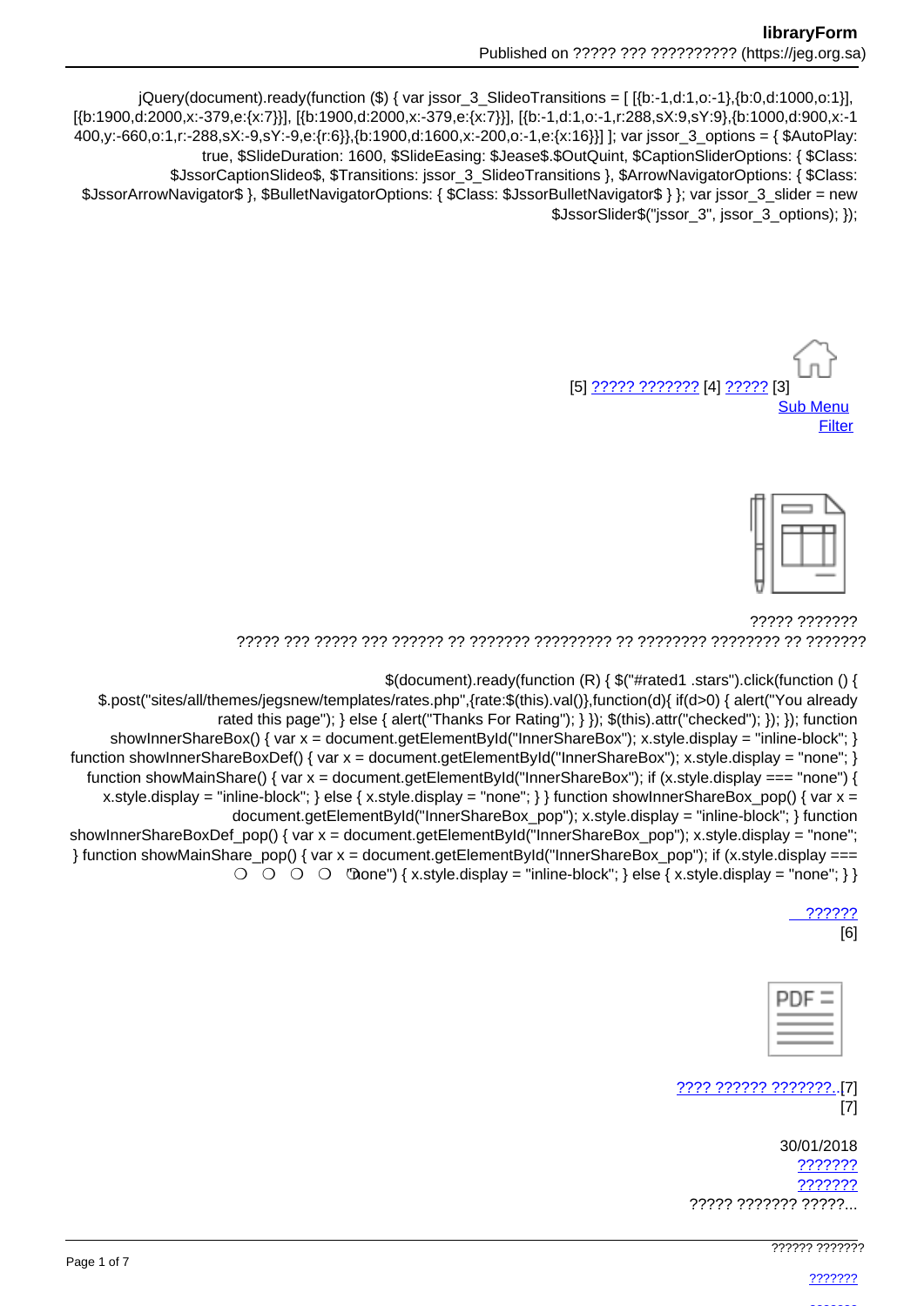jQuery(document).ready(function ($) { var jssor_3_SlideoTransitions = [ [{b:-1,d:1,o:-1},{b:0,d:1000,o:1}], [{b:1900,d:2000,x:-379,e:{x:7}}], [{b:1900,d:2000,x:-379,e:{x:7}}], [{b:-1,d:1,o:-1,r:288,sX:9,sY:9},{b:1000,d:900,x:-1400,y:-660,o:1,r:-288,sX:-9,sY:-9,e:{r:6}},{b:1900,d:1600,x:-200,o:-1,e:{x:16}}] ]; var jssor_3_options = { $AutoPlay: true, $SlideDuration: 1600, $SlideEasing: $Jease$.$OutQuint, $CaptionSliderOptions: { $Class: $JssorCaptionSlideo$, $Transitions: jssor_3_SlideoTransitions }, $ArrowNavigatorOptions: { $Class: $JssorArrowNavigator$ }, $BulletNavigatorOptions: { $Class: $JssorBulletNavigator$ } }; var jssor_3_slider = new $JssorSlider$("jssor_3", jssor_3_options); });

[5] ????? ??????? [4] ????? [3]
Sub Menu
Filter

????? ???????
????? ??? ????? ??? ?????? ?? ??????? ????????? ?? ???????? ???????? ?? ???????

$(document).ready(function (R) { $("#rated1 .stars").click(function () { $.post("sites/all/themes/jegsnew/templates/rates.php",{rate:$(this).val()},function(d){ if(d>0) { alert("You already rated this page"); } else { alert("Thanks For Rating"); } }); $(this).attr("checked"); }); }); function showInnerShareBox() { var x = document.getElementById("InnerShareBox"); x.style.display = "inline-block"; } function showInnerShareBoxDef() { var x = document.getElementById("InnerShareBox"); x.style.display = "none"; } function showMainShare() { var x = document.getElementById("InnerShareBox"); if (x.style.display === "none") { x.style.display = "inline-block"; } else { x.style.display = "none"; } } function showInnerShareBox_pop() { var x = document.getElementById("InnerShareBox_pop"); x.style.display = "inline-block"; } function showInnerShareBoxDef_pop() { var x = document.getElementById("InnerShareBox_pop"); x.style.display = "none"; } function showMainShare_pop() { var x = document.getElementById("InnerShareBox_pop"); if (x.style.display === "none") { x.style.display = "inline-block"; } else { x.style.display = "none"; } }

○ ○ ○ ○ ○

??????
[6]

???? ?????? ???????..[7]
[7]

30/01/2018
???????
???????
????? ??????? ?????...

?????? ???????

???????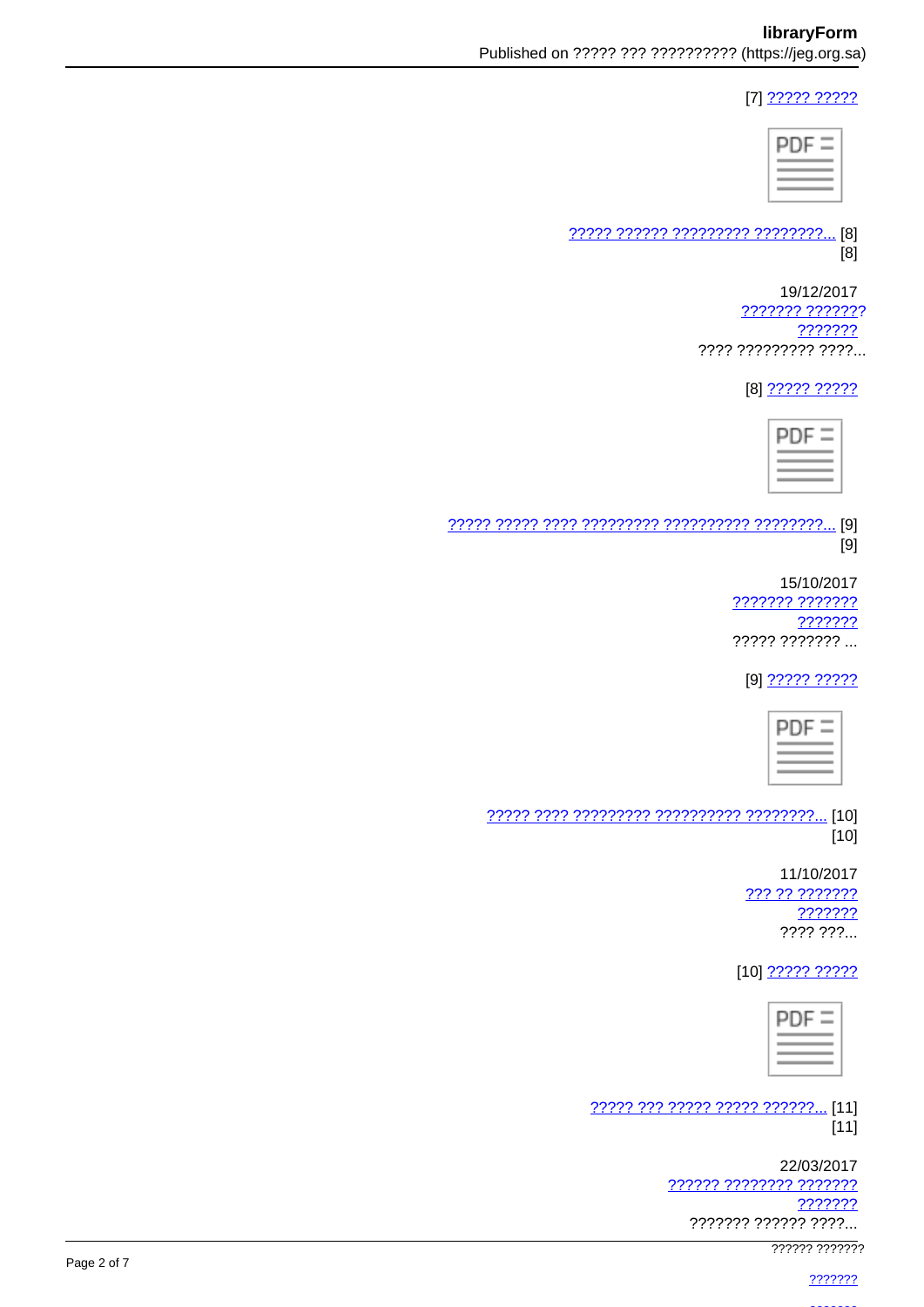[7] ????? ?????

????? ?????? ????????? ????????... [8]
[8]

19/12/2017
??????? ???????
???????
???? ????????? ????...

[8] ????? ?????

????? ????? ???? ????????? ?????????? ????????... [9]
[9]

15/10/2017
??????? ???????
???????
????? ??????? ...

[9] ????? ?????

????? ???? ????????? ?????????? ????????... [10]
[10]

11/10/2017
??? ?? ???????
???????
???? ???...

[10] ????? ?????

????? ??? ????? ????? ??????... [11]
[11]

22/03/2017
?????? ???????? ???????
???????
??????? ?????? ????...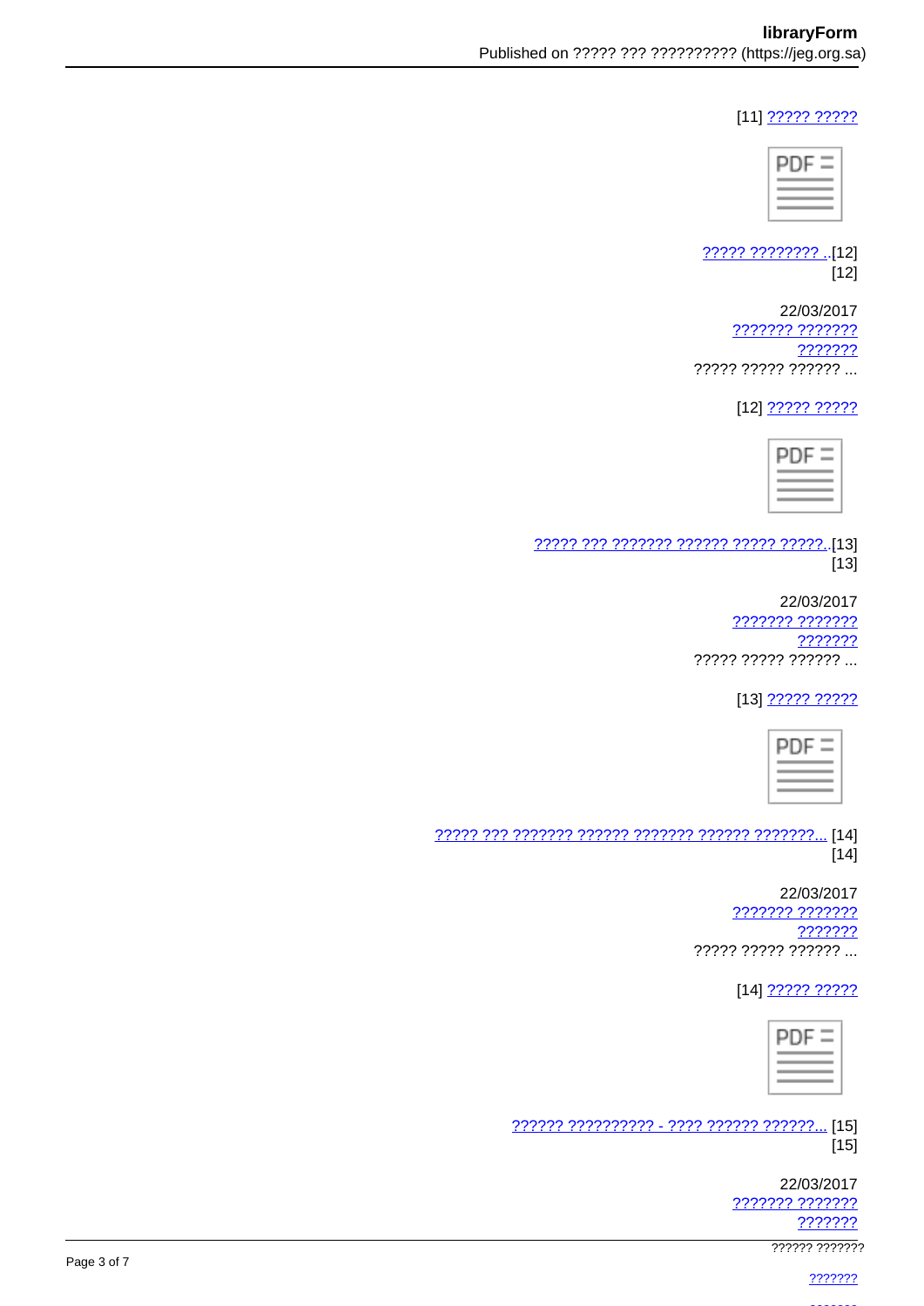[11] ????? ?????

PDF

????? ???????? ..[12]
[12]

22/03/2017
??????? ???????
???????
????? ????? ?????? ...

[12] ????? ?????

PDF

????? ??? ??????? ?????? ????? ?????..[13]
[13]

22/03/2017
??????? ???????
???????
????? ????? ?????? ...

[13] ????? ?????

PDF

????? ??? ??????? ?????? ??????? ?????? ???????... [14]
[14]

22/03/2017
??????? ???????
???????
????? ????? ?????? ...

[14] ????? ?????

PDF

?????? ?????????? - ???? ?????? ??????... [15]
[15]

22/03/2017
??????? ???????
???????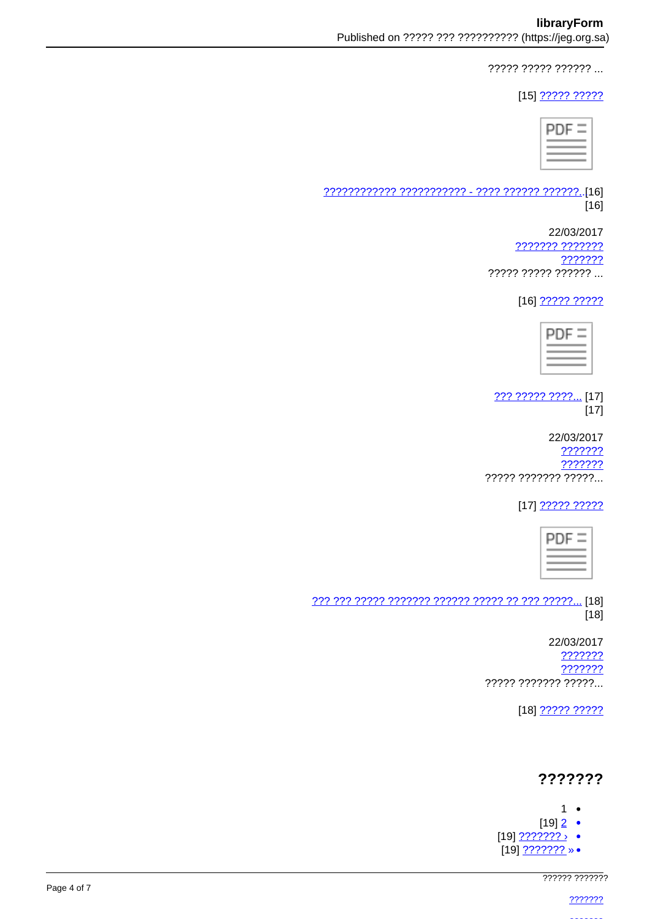????? ????? ?????? ...

[15] ????? ?????

???????????? ??????????? - ???? ?????? ??????.[16]
[16]

22/03/2017
??????? ???????
???????
????? ????? ?????? ...

[16] ????? ?????

??? ????? ????... [17]
[17]

22/03/2017
???????
???????
????? ??????? ?????...

[17] ????? ?????

??? ??? ????? ??????? ?????? ????? ?? ??? ?????... [18]
[18]

22/03/2017
???????
???????
????? ??????? ?????...

[18] ????? ?????

## ???????

- 1
- [19] 2
- [19] ??????? ›
- [19] ??????? »

?????? ???????

???????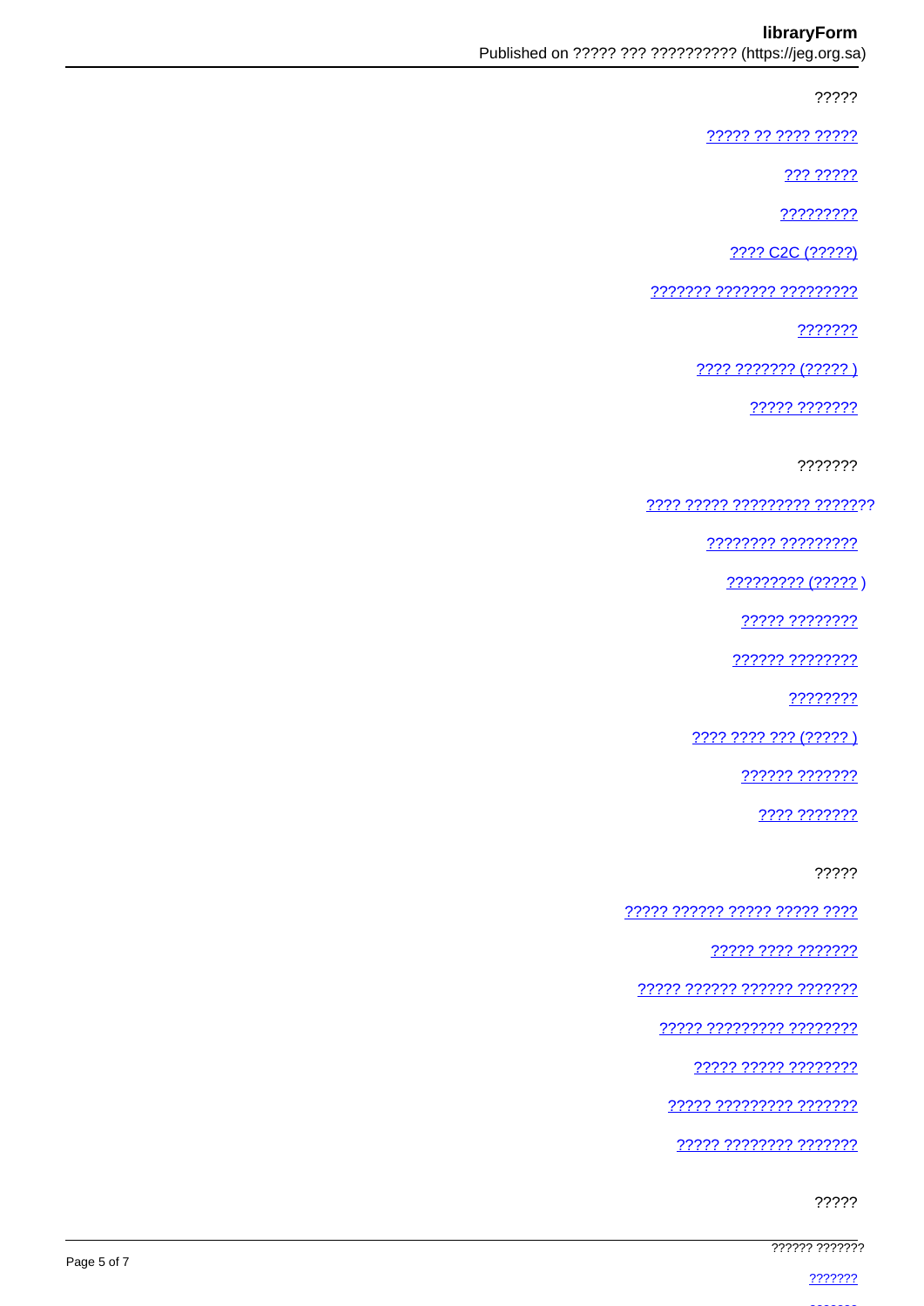?????

????? ?? ???? ?????

??? ?????

?????????

???? C2C (?????)

??????? ??????? ?????????

???????

???? ??????? (????? )

????? ???????

???????

???? ????? ????????? ???????

???????? ?????????

????????? (????? )

????? ????????

?????? ????????

????????

???? ???? ??? (????? )

?????? ???????

???? ???????

?????

????? ?????? ????? ????? ????

????? ???? ???????

????? ?????? ?????? ???????

????? ????????? ????????

????? ????? ????????

????? ????????? ???????

????? ???????? ???????

?????

?????? ???????

???????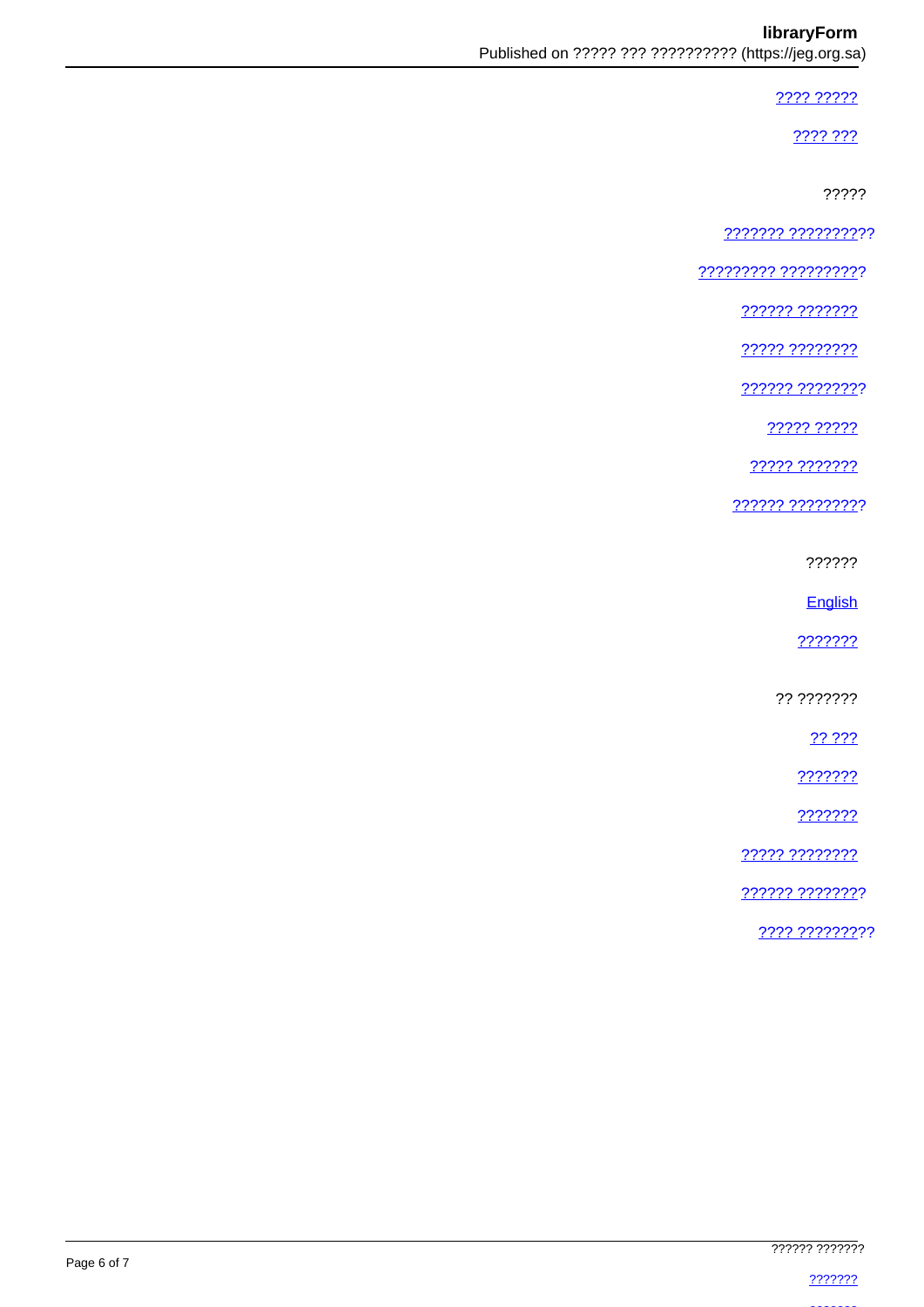???? ?????

???? ???

?????

??????? ??????????

????????? ??????????

?????? ???????

????? ????????

?????? ????????

????? ?????

????? ???????

?????? ?????????

??????

English

???????

?? ???????

?? ???

???????

???????

????? ????????

?????? ????????

???? ?????????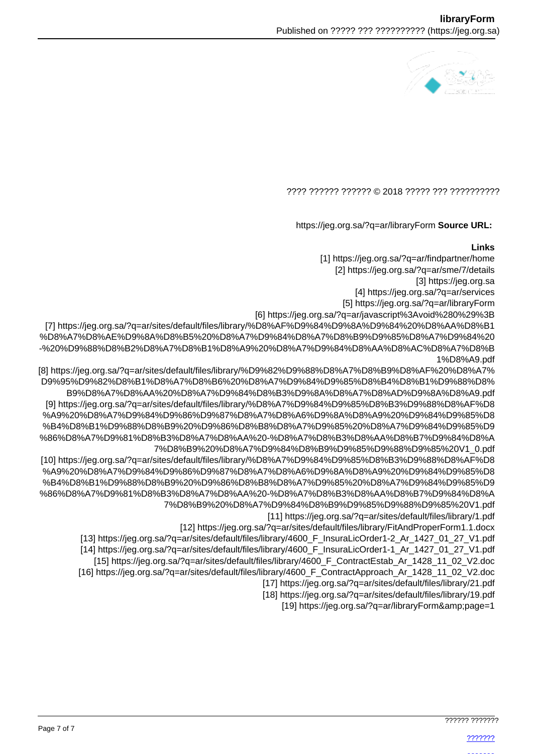???? ?????? ?????? © 2018 ????? ??? ??????????

**Source URL:** https://jeg.org.sa/?q=ar/libraryForm

**Links**

[1] https://jeg.org.sa/?q=ar/findpartner/home
[2] https://jeg.org.sa/?q=ar/sme/7/details
[3] https://jeg.org.sa
[4] https://jeg.org.sa/?q=ar/services
[5] https://jeg.org.sa/?q=ar/libraryForm
[6] https://jeg.org.sa/?q=ar/javascript%3Avoid%280%29%3B
[7] https://jeg.org.sa/?q=ar/sites/default/files/library/%D8%AF%D9%84%D9%8A%D9%84%20%D8%AA%D8%B1%D8%A7%D8%AE%D9%8A%D8%B5%20%D8%A7%D9%84%D8%A7%D8%B9%D9%85%D8%A7%D9%84%20-%20%D9%88%D8%B2%D8%A7%D8%B1%D8%A9%20%D8%A7%D9%84%D8%AA%D8%AC%D8%A7%D8%B1%D8%A9.pdf
[8] https://jeg.org.sa/?q=ar/sites/default/files/library/%D9%82%D9%88%D8%A7%D8%B9%D8%AF%20%D8%A7%D9%95%D9%82%D8%B1%D8%A7%D8%B6%20%D8%A7%D9%84%D9%85%D8%B4%D8%B1%D9%88%D8%B9%D8%A7%D8%AA%20%D8%A7%D9%84%D8%B3%D9%8A%D8%A7%D8%AD%D9%8A%D8%A9.pdf
[9] https://jeg.org.sa/?q=ar/sites/default/files/library/%D8%A7%D9%84%D9%85%D8%B3%D9%88%D8%AF%D8%A9%20%D8%A7%D9%84%D9%86%D9%87%D8%A7%D8%A6%D9%8A%D8%A9%20%D9%84%D9%85%D8%B4%D8%B1%D9%88%D8%B9%20%D9%86%D8%B8%D8%A7%D9%85%20%D8%A7%D9%84%D9%85%D9%86%D8%A7%D9%81%D8%B3%D8%A7%D8%AA%20-%D8%A7%D8%B3%D8%AA%D8%B7%D9%84%D8%A7%D8%B9%20%D8%A7%D9%84%D8%B9%D9%85%D9%88%D9%85%20V1_0.pdf
[10] https://jeg.org.sa/?q=ar/sites/default/files/library/%D8%A7%D9%84%D9%85%D8%B3%D9%88%D8%AF%D8%A9%20%D8%A7%D9%84%D9%86%D9%87%D8%A7%D8%A6%D9%8A%D8%A9%20%D9%84%D9%85%D8%B4%D8%B1%D9%88%D8%B9%20%D9%86%D8%B8%D8%A7%D9%85%20%D8%A7%D9%84%D9%85%D9%86%D8%A7%D9%81%D8%B3%D8%A7%D8%AA%20-%D8%A7%D8%B3%D8%AA%D8%B7%D9%84%D8%A7%D8%B9%20%D8%A7%D9%84%D8%B9%D9%85%D9%88%D9%85%20V1.pdf
[11] https://jeg.org.sa/?q=ar/sites/default/files/library/1.pdf
[12] https://jeg.org.sa/?q=ar/sites/default/files/library/FitAndProperForm1.1.docx
[13] https://jeg.org.sa/?q=ar/sites/default/files/library/4600_F_InsuraLicOrder1-2_Ar_1427_01_27_V1.pdf
[14] https://jeg.org.sa/?q=ar/sites/default/files/library/4600_F_InsuraLicOrder1-1_Ar_1427_01_27_V1.pdf
[15] https://jeg.org.sa/?q=ar/sites/default/files/library/4600_F_ContractEstab_Ar_1428_11_02_V2.doc
[16] https://jeg.org.sa/?q=ar/sites/default/files/library/4600_F_ContractApproach_Ar_1428_11_02_V2.doc
[17] https://jeg.org.sa/?q=ar/sites/default/files/library/21.pdf
[18] https://jeg.org.sa/?q=ar/sites/default/files/library/19.pdf
[19] https://jeg.org.sa/?q=ar/libraryForm&amp;page=1